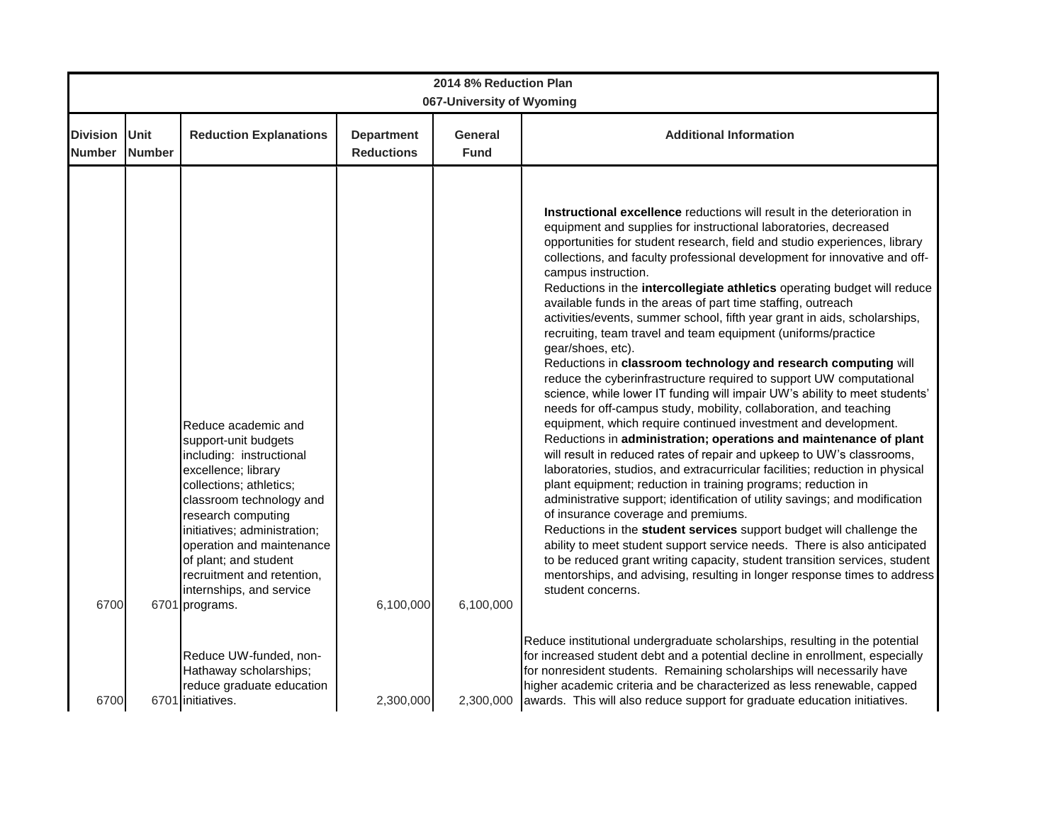# 2014 8% Reduction Plan

## 067-University of Wyoming

| Division Number | Unit Number | Reduction Explanations | Department Reductions | General Fund | Additional Information |
|---|---|---|---|---|---|
| 6700 | 6701 | Reduce academic and support-unit budgets including: instructional excellence; library collections; athletics; classroom technology and research computing initiatives; administration; operation and maintenance of plant; and student recruitment and retention, internships, and service programs. | 6,100,000 | 6,100,000 | **Instructional excellence** reductions will result in the deterioration in equipment and supplies for instructional laboratories, decreased opportunities for student research, field and studio experiences, library collections, and faculty professional development for innovative and off-campus instruction. Reductions in the **intercollegiate athletics** operating budget will reduce available funds in the areas of part time staffing, outreach activities/events, summer school, fifth year grant in aids, scholarships, recruiting, team travel and team equipment (uniforms/practice gear/shoes, etc). Reductions in **classroom technology and research computing** will reduce the cyberinfrastructure required to support UW computational science, while lower IT funding will impair UW's ability to meet students' needs for off-campus study, mobility, collaboration, and teaching equipment, which require continued investment and development. Reductions in **administration; operations and maintenance of plant** will result in reduced rates of repair and upkeep to UW's classrooms, laboratories, studios, and extracurricular facilities; reduction in physical plant equipment; reduction in training programs; reduction in administrative support; identification of utility savings; and modification of insurance coverage and premiums. Reductions in the **student services** support budget will challenge the ability to meet student support service needs. There is also anticipated to be reduced grant writing capacity, student transition services, student mentorships, and advising, resulting in longer response times to address student concerns. |
| 6700 | 6701 | Reduce UW-funded, non-Hathaway scholarships; reduce graduate education initiatives. | 2,300,000 | 2,300,000 | Reduce institutional undergraduate scholarships, resulting in the potential for increased student debt and a potential decline in enrollment, especially for nonresident students. Remaining scholarships will necessarily have higher academic criteria and be characterized as less renewable, capped awards. This will also reduce support for graduate education initiatives. |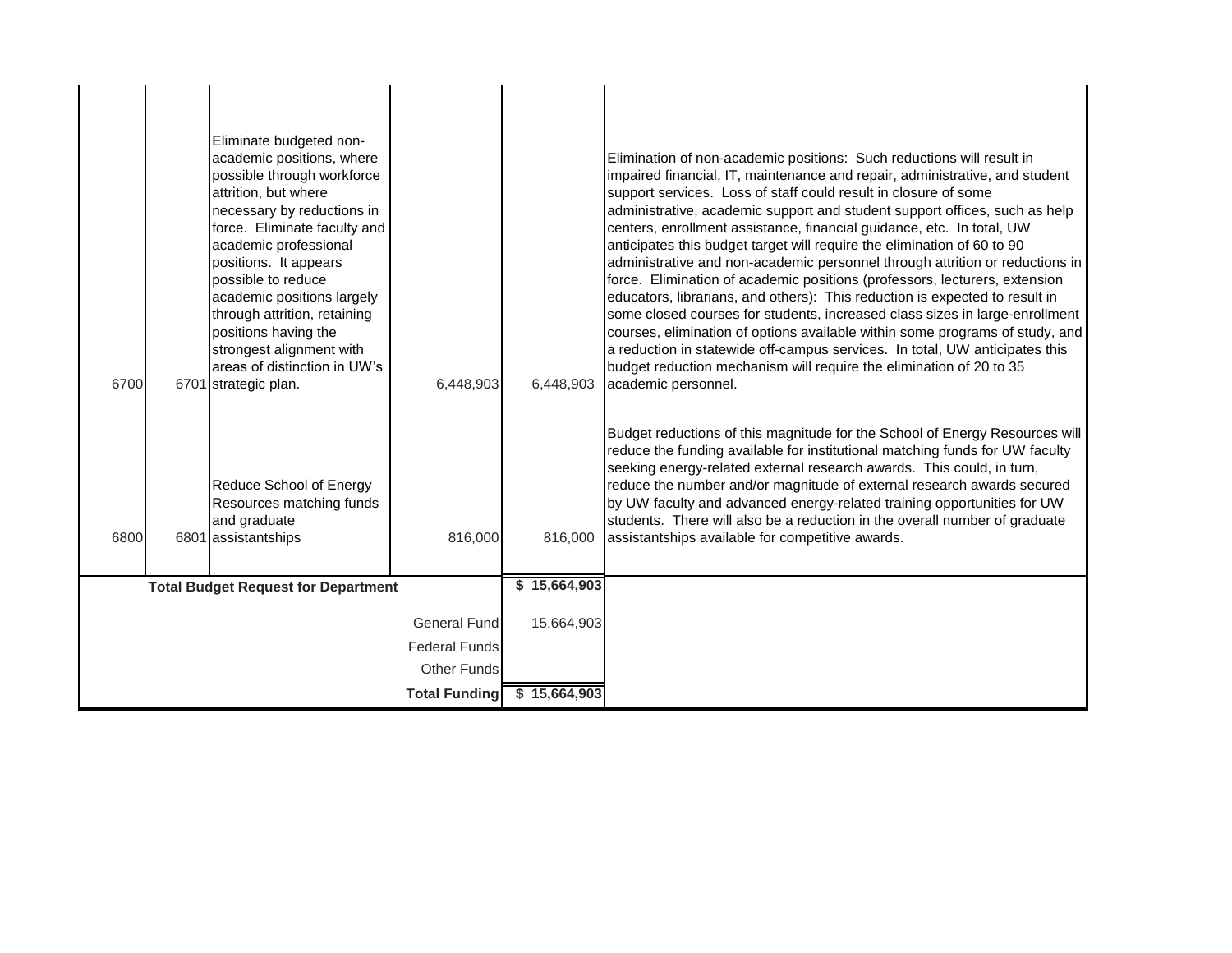| | | | | | |
|---|---|---|---|---|---|
| 6700 | 6701 | Eliminate budgeted non-academic positions, where possible through workforce attrition, but where necessary by reductions in force. Eliminate faculty and academic professional positions. It appears possible to reduce academic positions largely through attrition, retaining positions having the strongest alignment with areas of distinction in UW's strategic plan. | 6,448,903 | 6,448,903 | Elimination of non-academic positions: Such reductions will result in impaired financial, IT, maintenance and repair, administrative, and student support services. Loss of staff could result in closure of some administrative, academic support and student support offices, such as help centers, enrollment assistance, financial guidance, etc. In total, UW anticipates this budget target will require the elimination of 60 to 90 administrative and non-academic personnel through attrition or reductions in force. Elimination of academic positions (professors, lecturers, extension educators, librarians, and others): This reduction is expected to result in some closed courses for students, increased class sizes in large-enrollment courses, elimination of options available within some programs of study, and a reduction in statewide off-campus services. In total, UW anticipates this budget reduction mechanism will require the elimination of 20 to 35 academic personnel. |
| 6800 | 6801 | Reduce School of Energy Resources matching funds and graduate assistantships | 816,000 | 816,000 | Budget reductions of this magnitude for the School of Energy Resources will reduce the funding available for institutional matching funds for UW faculty seeking energy-related external research awards. This could, in turn, reduce the number and/or magnitude of external research awards secured by UW faculty and advanced energy-related training opportunities for UW students. There will also be a reduction in the overall number of graduate assistantships available for competitive awards. |
| | | **Total Budget Request for Department** | | **$ 15,664,903** | |
| | | | General Fund | 15,664,903 | |
| | | | Federal Funds | | |
| | | | Other Funds | | |
| | | | **Total Funding** | **$ 15,664,903** | |